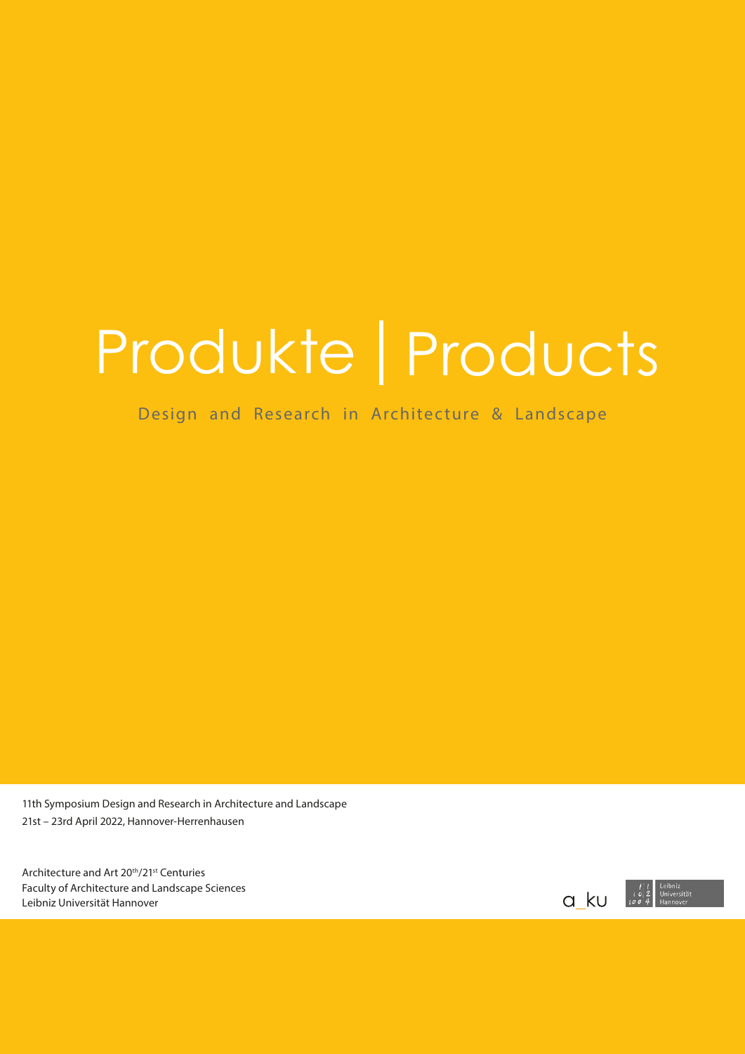# Produkte | Products

Design and Research in Architecture & Landscape

11th Symposium Design and Research in Architecture and Landscape
21st – 23rd April 2022, Hannover-Herrenhausen

Architecture and Art 20th/21st Centuries
Faculty of Architecture and Landscape Sciences
Leibniz Universität Hannover

a_ku

Leibniz Universität Hannover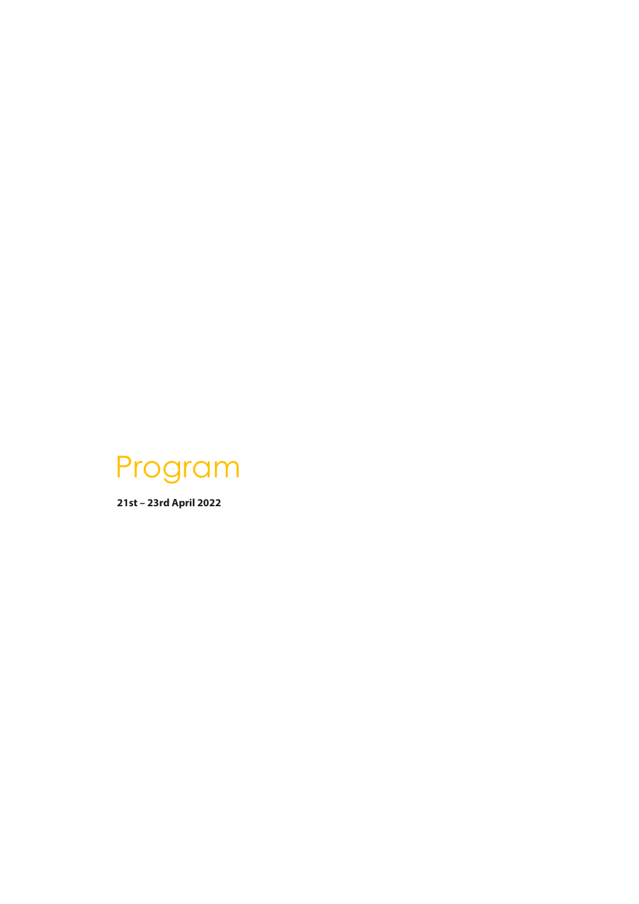# Program

**21st – 23rd April 2022**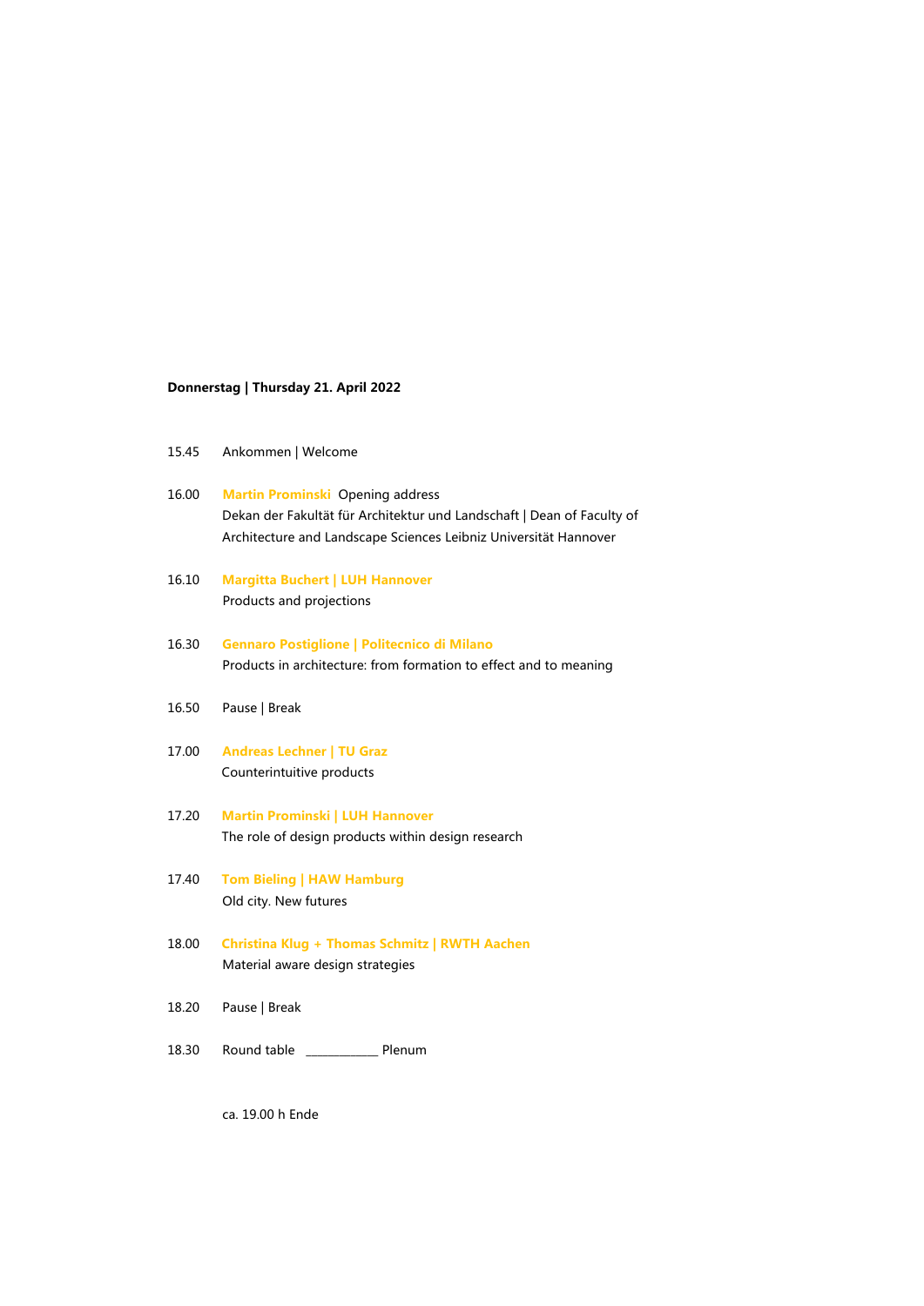**Donnerstag | Thursday 21. April 2022**

15.45 Ankommen | Welcome

16.00 **Martin Prominski** Opening address
Dekan der Fakultät für Architektur und Landschaft | Dean of Faculty of Architecture and Landscape Sciences Leibniz Universität Hannover

16.10 **Margitta Buchert | LUH Hannover**
Products and projections

16.30 **Gennaro Postiglione | Politecnico di Milano**
Products in architecture: from formation to effect and to meaning

16.50 Pause | Break

17.00 **Andreas Lechner | TU Graz**
Counterintuitive products

17.20 **Martin Prominski | LUH Hannover**
The role of design products within design research

17.40 **Tom Bieling | HAW Hamburg**
Old city. New futures

18.00 **Christina Klug + Thomas Schmitz | RWTH Aachen**
Material aware design strategies

18.20 Pause | Break

18.30 Round table ____________ Plenum

ca. 19.00 h Ende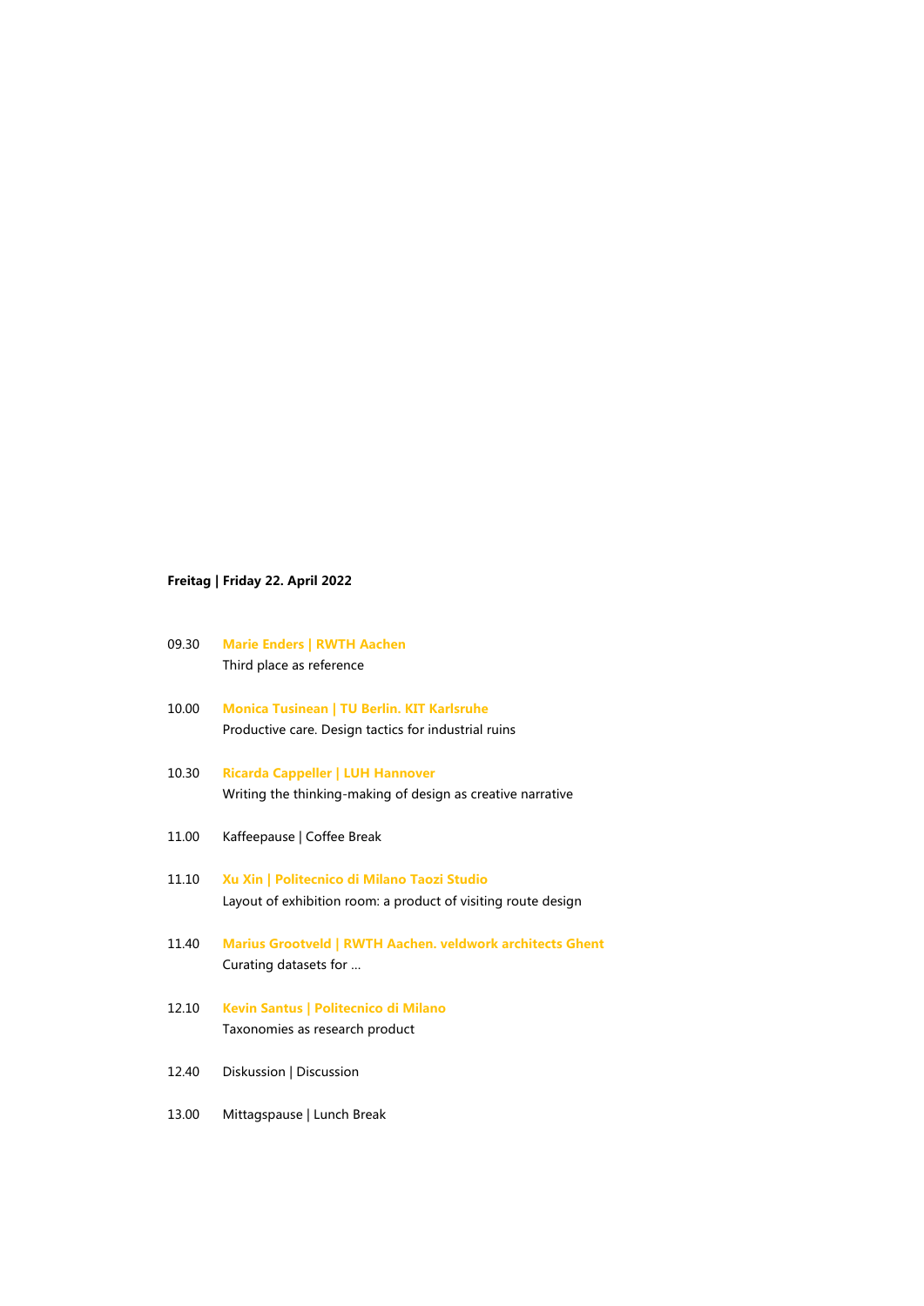**Freitag | Friday 22. April 2022**

09.30 **Marie Enders | RWTH Aachen**
Third place as reference

10.00 **Monica Tusinean | TU Berlin. KIT Karlsruhe**
Productive care. Design tactics for industrial ruins

10.30 **Ricarda Cappeller | LUH Hannover**
Writing the thinking-making of design as creative narrative

11.00 Kaffeepause | Coffee Break

11.10 **Xu Xin | Politecnico di Milano Taozi Studio**
Layout of exhibition room: a product of visiting route design

11.40 **Marius Grootveld | RWTH Aachen. veldwork architects Ghent**
Curating datasets for …

12.10 **Kevin Santus | Politecnico di Milano**
Taxonomies as research product

12.40 Diskussion | Discussion

13.00 Mittagspause | Lunch Break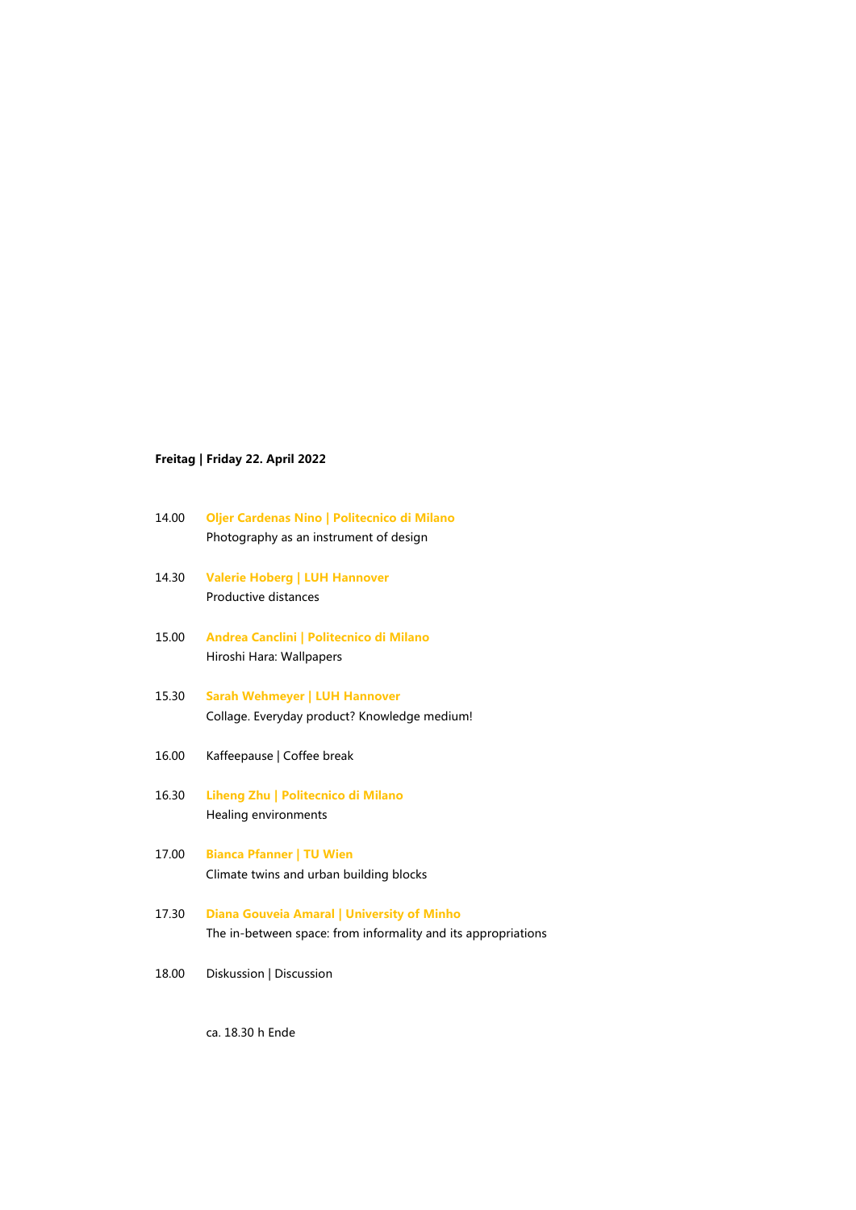**Freitag | Friday 22. April 2022**

14.00 **Oljer Cardenas Nino | Politecnico di Milano**
Photography as an instrument of design

14.30 **Valerie Hoberg | LUH Hannover**
Productive distances

15.00 **Andrea Canclini | Politecnico di Milano**
Hiroshi Hara: Wallpapers

15.30 **Sarah Wehmeyer | LUH Hannover**
Collage. Everyday product? Knowledge medium!

16.00 Kaffeepause | Coffee break

16.30 **Liheng Zhu | Politecnico di Milano**
Healing environments

17.00 **Bianca Pfanner | TU Wien**
Climate twins and urban building blocks

17.30 **Diana Gouveia Amaral | University of Minho**
The in-between space: from informality and its appropriations

18.00 Diskussion | Discussion

ca. 18.30 h Ende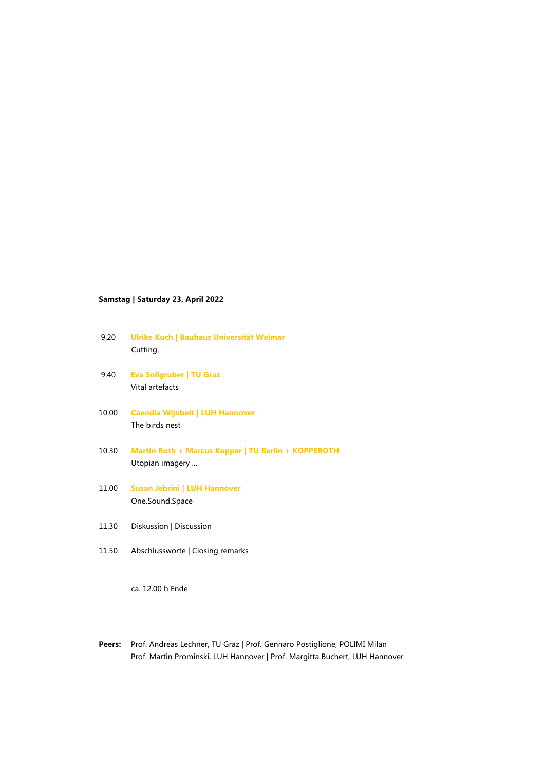**Samstag | Saturday 23. April 2022**

9.20 **Ulrike Kuch | Bauhaus Universität Weimar**
Cutting.

9.40 **Eva Sollgruber | TU Graz**
Vital artefacts

10.00 **Caendia Wijnbelt | LUH Hannover**
The birds nest

10.30 **Martin Roth + Marcus Kopper | TU Berlin + KOPPEROTH**
Utopian imagery ...

11.00 **Susan Jebrini | LUH Hannover**
One.Sound.Space

11.30 Diskussion | Discussion

11.50 Abschlussworte | Closing remarks

ca. 12.00 h Ende

**Peers:** Prof. Andreas Lechner, TU Graz | Prof. Gennaro Postiglione, POLIMI Milan
Prof. Martin Prominski, LUH Hannover | Prof. Margitta Buchert, LUH Hannover